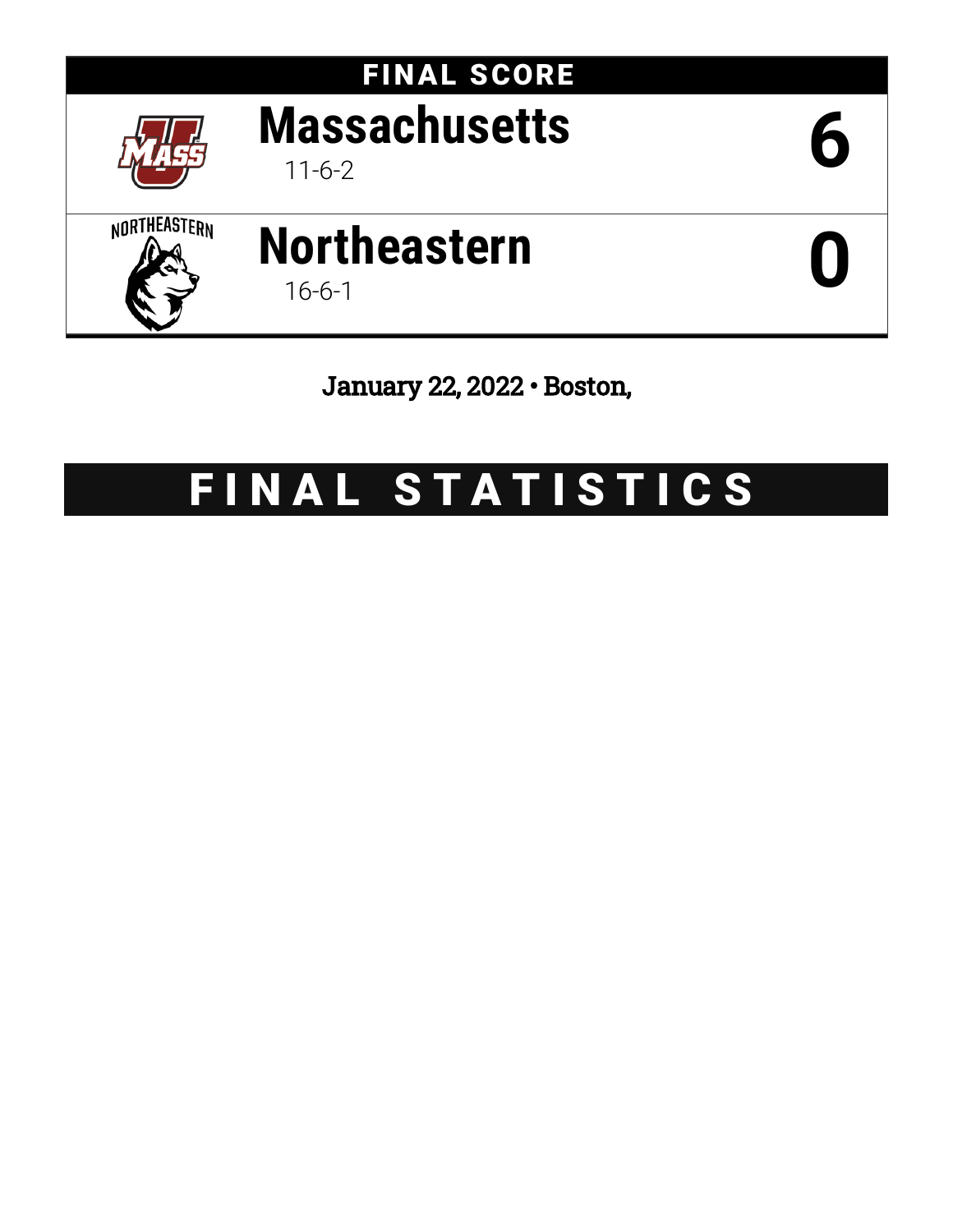## FINAL SCORE

| Team | Record | Score |
|---|---|---|
| Massachusetts | 11-6-2 | 6 |
| Northeastern | 16-6-1 | 0 |

January 22, 2022 • Boston,

# FINAL STATISTICS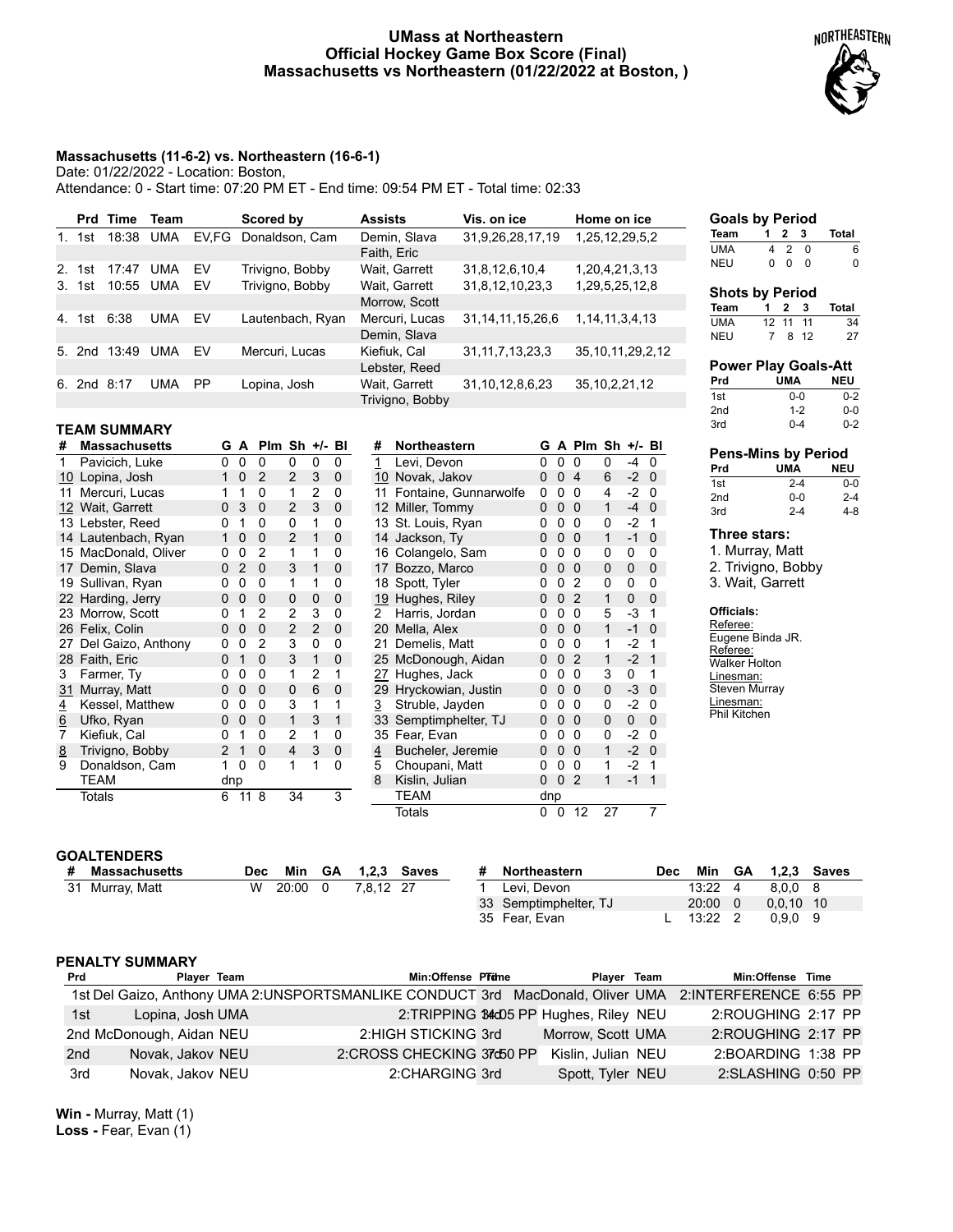# UMass at Northeastern
## Official Hockey Game Box Score (Final)
## Massachusetts vs Northeastern (01/22/2022 at Boston, )

**Massachusetts (11-6-2) vs. Northeastern (16-6-1)**
Date: 01/22/2022 - Location: Boston,
Attendance: 0 - Start time: 07:20 PM ET - End time: 09:54 PM ET - Total time: 02:33

| | Prd | Time | Team | | Scored by | Assists | Vis. on ice | Home on ice |
|---|---|---|---|---|---|---|---|---|
| 1. | 1st | 18:38 | UMA | EV,FG | Donaldson, Cam | Demin, Slava<br>Faith, Eric | 31,9,26,28,17,19 | 1,25,12,29,5,2 |
| 2. | 1st | 17:47 | UMA | EV | Trivigno, Bobby | Wait, Garrett | 31,8,12,6,10,4 | 1,20,4,21,3,13 |
| 3. | 1st | 10:55 | UMA | EV | Trivigno, Bobby | Wait, Garrett<br>Morrow, Scott | 31,8,12,10,23,3 | 1,29,5,25,12,8 |
| 4. | 1st | 6:38 | UMA | EV | Lautenbach, Ryan | Mercuri, Lucas<br>Demin, Slava | 31,14,11,15,26,6 | 1,14,11,3,4,13 |
| 5. | 2nd | 13:49 | UMA | EV | Mercuri, Lucas | Kiefiuk, Cal<br>Lebster, Reed | 31,11,7,13,23,3 | 35,10,11,29,2,12 |
| 6. | 2nd | 8:17 | UMA | PP | Lopina, Josh | Wait, Garrett<br>Trivigno, Bobby | 31,10,12,8,6,23 | 35,10,2,21,12 |

### Goals by Period

| Team | 1 | 2 | 3 | Total |
|---|---|---|---|---|
| UMA | 4 | 2 | 0 | 6 |
| NEU | 0 | 0 | 0 | 0 |

### Shots by Period

| Team | 1 | 2 | 3 | Total |
|---|---|---|---|---|
| UMA | 12 | 11 | 11 | 34 |
| NEU | 7 | 8 | 12 | 27 |

### Power Play Goals-Att

| Prd | UMA | NEU |
|---|---|---|
| 1st | 0-0 | 0-2 |
| 2nd | 1-2 | 0-0 |
| 3rd | 0-4 | 0-2 |

### Pens-Mins by Period

| Prd | UMA | NEU |
|---|---|---|
| 1st | 2-4 | 0-0 |
| 2nd | 0-0 | 2-4 |
| 3rd | 2-4 | 4-8 |

### Three stars:
1. Murray, Matt
2. Trivigno, Bobby
3. Wait, Garrett

### Officials:
Referee:
Eugene Binda JR.
Referee:
Walker Holton
Linesman:
Steven Murray
Linesman:
Phil Kitchen

### TEAM SUMMARY

| # | Massachusetts | G | A | Plm | Sh | +/- | Bl |
|---|---|---|---|---|---|---|---|
| 1 | Pavicich, Luke | 0 | 0 | 0 | 0 | 0 | 0 |
| 10 | Lopina, Josh | 1 | 0 | 2 | 2 | 3 | 0 |
| 11 | Mercuri, Lucas | 1 | 1 | 0 | 1 | 2 | 0 |
| 12 | Wait, Garrett | 0 | 3 | 0 | 2 | 3 | 0 |
| 13 | Lebster, Reed | 0 | 1 | 0 | 0 | 1 | 0 |
| 14 | Lautenbach, Ryan | 1 | 0 | 0 | 2 | 1 | 0 |
| 15 | MacDonald, Oliver | 0 | 0 | 2 | 1 | 1 | 0 |
| 17 | Demin, Slava | 0 | 2 | 0 | 3 | 1 | 0 |
| 19 | Sullivan, Ryan | 0 | 0 | 0 | 1 | 1 | 0 |
| 22 | Harding, Jerry | 0 | 0 | 0 | 0 | 0 | 0 |
| 23 | Morrow, Scott | 0 | 1 | 2 | 2 | 3 | 0 |
| 26 | Felix, Colin | 0 | 0 | 0 | 2 | 2 | 0 |
| 27 | Del Gaizo, Anthony | 0 | 0 | 2 | 3 | 0 | 0 |
| 28 | Faith, Eric | 0 | 1 | 0 | 3 | 1 | 0 |
| 3 | Farmer, Ty | 0 | 0 | 0 | 1 | 2 | 1 |
| 31 | Murray, Matt | 0 | 0 | 0 | 0 | 6 | 0 |
| 4 | Kessel, Matthew | 0 | 0 | 0 | 3 | 1 | 1 |
| 6 | Ufko, Ryan | 0 | 0 | 0 | 1 | 3 | 1 |
| 7 | Kiefiuk, Cal | 0 | 1 | 0 | 2 | 1 | 0 |
| 8 | Trivigno, Bobby | 2 | 1 | 0 | 4 | 3 | 0 |
| 9 | Donaldson, Cam | 1 | 0 | 0 | 1 | 1 | 0 |
| | TEAM | dnp | | | | | |
| | Totals | 6 | 11 | 8 | 34 | | 3 |

| # | Northeastern | G | A | Plm | Sh | +/- | Bl |
|---|---|---|---|---|---|---|---|
| 1 | Levi, Devon | 0 | 0 | 0 | 0 | -4 | 0 |
| 10 | Novak, Jakov | 0 | 0 | 4 | 6 | -2 | 0 |
| 11 | Fontaine, Gunnarwolfe | 0 | 0 | 0 | 4 | -2 | 0 |
| 12 | Miller, Tommy | 0 | 0 | 0 | 1 | -4 | 0 |
| 13 | St. Louis, Ryan | 0 | 0 | 0 | 0 | -2 | 1 |
| 14 | Jackson, Ty | 0 | 0 | 0 | 1 | -1 | 0 |
| 16 | Colangelo, Sam | 0 | 0 | 0 | 0 | 0 | 0 |
| 17 | Bozzo, Marco | 0 | 0 | 0 | 0 | 0 | 0 |
| 18 | Spott, Tyler | 0 | 0 | 2 | 0 | 0 | 0 |
| 19 | Hughes, Riley | 0 | 0 | 2 | 1 | 0 | 0 |
| 2 | Harris, Jordan | 0 | 0 | 0 | 5 | -3 | 1 |
| 20 | Mella, Alex | 0 | 0 | 0 | 1 | -1 | 0 |
| 21 | Demelis, Matt | 0 | 0 | 0 | 1 | -2 | 1 |
| 25 | McDonough, Aidan | 0 | 0 | 2 | 1 | -2 | 1 |
| 27 | Hughes, Jack | 0 | 0 | 0 | 3 | 0 | 1 |
| 29 | Hryckowian, Justin | 0 | 0 | 0 | 0 | -3 | 0 |
| 3 | Struble, Jayden | 0 | 0 | 0 | 0 | -2 | 0 |
| 33 | Semptimphelter, TJ | 0 | 0 | 0 | 0 | 0 | 0 |
| 35 | Fear, Evan | 0 | 0 | 0 | 0 | -2 | 0 |
| 4 | Bucheler, Jeremie | 0 | 0 | 0 | 1 | -2 | 0 |
| 5 | Choupani, Matt | 0 | 0 | 0 | 1 | -2 | 1 |
| 8 | Kislin, Julian | 0 | 0 | 2 | 1 | -1 | 1 |
| | TEAM | dnp | | | | | |
| | Totals | 0 | 0 | 12 | 27 | | 7 |

### GOALTENDERS

| # | Massachusetts | Dec | Min | GA | 1,2,3 | Saves |
|---|---|---|---|---|---|---|
| 31 | Murray, Matt | W | 20:00 | 0 | 7,8,12 | 27 |

| # | Northeastern | Dec | Min | GA | 1,2,3 | Saves |
|---|---|---|---|---|---|---|
| 1 | Levi, Devon | | 13:22 | 4 | 8,0,0 | 8 |
| 33 | Semptimphelter, TJ | | 20:00 | 0 | 0,0,10 | 10 |
| 35 | Fear, Evan | L | 13:22 | 2 | 0,9,0 | 9 |

### PENALTY SUMMARY

| Prd | Player | Team | Min:Offense | Time | Prd | Player | Team | Min:Offense | Time |
|---|---|---|---|---|---|---|---|---|---|
| 1st | Del Gaizo, Anthony | UMA | 2:UNSPORTSMANLIKE CONDUCT | | 3rd | MacDonald, Oliver | UMA | 2:INTERFERENCE | 6:55 PP |
| 1st | Lopina, Josh | UMA | 2:TRIPPING | 14:05 PP | 3rd | Hughes, Riley | NEU | 2:ROUGHING | 2:17 PP |
| 2nd | McDonough, Aidan | NEU | 2:HIGH STICKING | | 3rd | Morrow, Scott | UMA | 2:ROUGHING | 2:17 PP |
| 2nd | Novak, Jakov | NEU | 2:CROSS CHECKING | 7:50 PP | 3rd | Kislin, Julian | NEU | 2:BOARDING | 1:38 PP |
| 3rd | Novak, Jakov | NEU | 2:CHARGING | | 3rd | Spott, Tyler | NEU | 2:SLASHING | 0:50 PP |

**Win -** Murray, Matt (1)
**Loss -** Fear, Evan (1)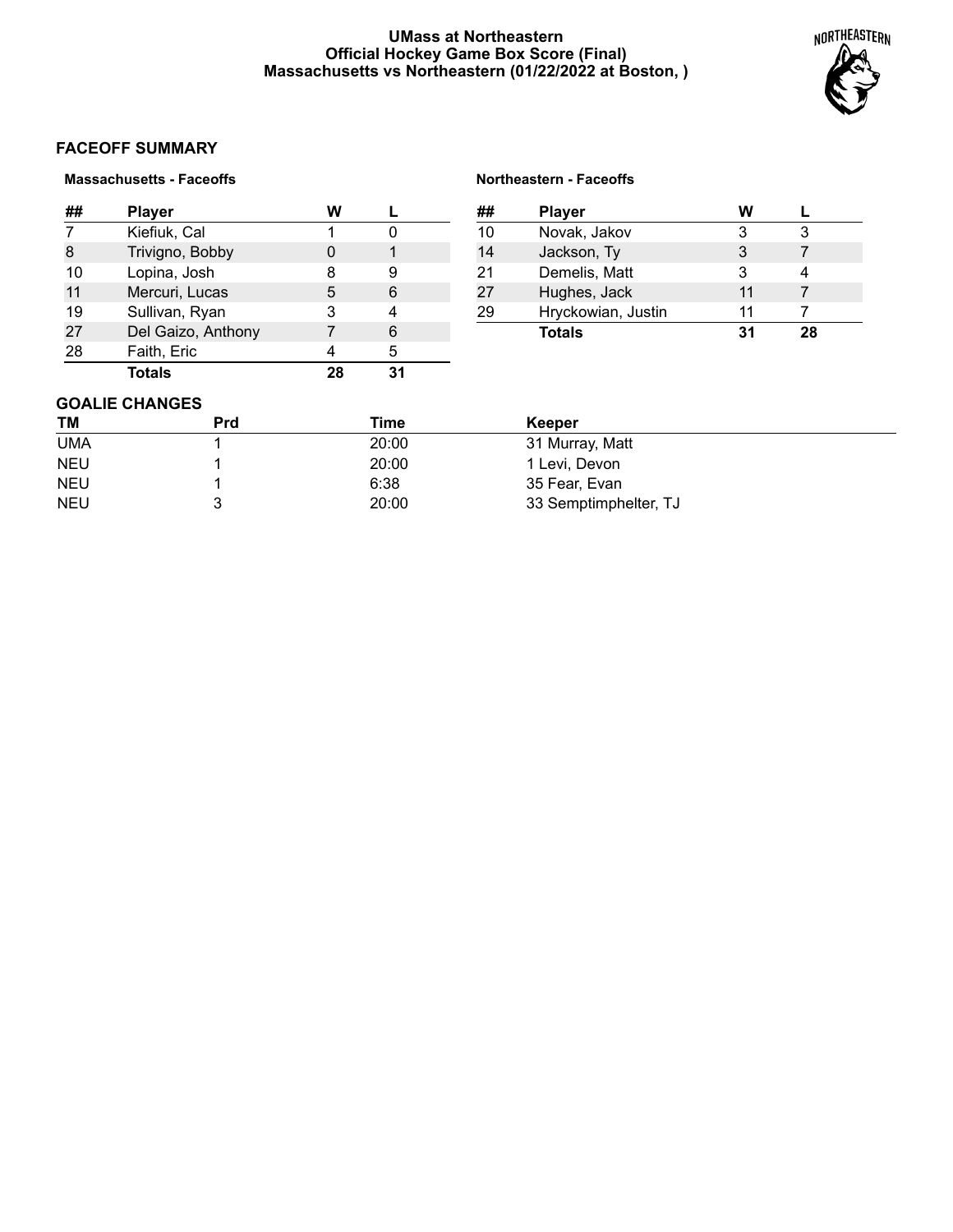**UMass at Northeastern**
**Official Hockey Game Box Score (Final)**
**Massachusetts vs Northeastern (01/22/2022 at Boston, )**

## FACEOFF SUMMARY

### Massachusetts - Faceoffs

| ## | Player | W | L |
|---|---|---|---|
| 7 | Kiefiuk, Cal | 1 | 0 |
| 8 | Trivigno, Bobby | 0 | 1 |
| 10 | Lopina, Josh | 8 | 9 |
| 11 | Mercuri, Lucas | 5 | 6 |
| 19 | Sullivan, Ryan | 3 | 4 |
| 27 | Del Gaizo, Anthony | 7 | 6 |
| 28 | Faith, Eric | 4 | 5 |
| | **Totals** | **28** | **31** |

### Northeastern - Faceoffs

| ## | Player | W | L |
|---|---|---|---|
| 10 | Novak, Jakov | 3 | 3 |
| 14 | Jackson, Ty | 3 | 7 |
| 21 | Demelis, Matt | 3 | 4 |
| 27 | Hughes, Jack | 11 | 7 |
| 29 | Hryckowian, Justin | 11 | 7 |
| | **Totals** | **31** | **28** |

## GOALIE CHANGES

| TM | Prd | Time | Keeper |
|---|---|---|---|
| UMA | 1 | 20:00 | 31 Murray, Matt |
| NEU | 1 | 20:00 | 1 Levi, Devon |
| NEU | 1 | 6:38 | 35 Fear, Evan |
| NEU | 3 | 20:00 | 33 Semptimphelter, TJ |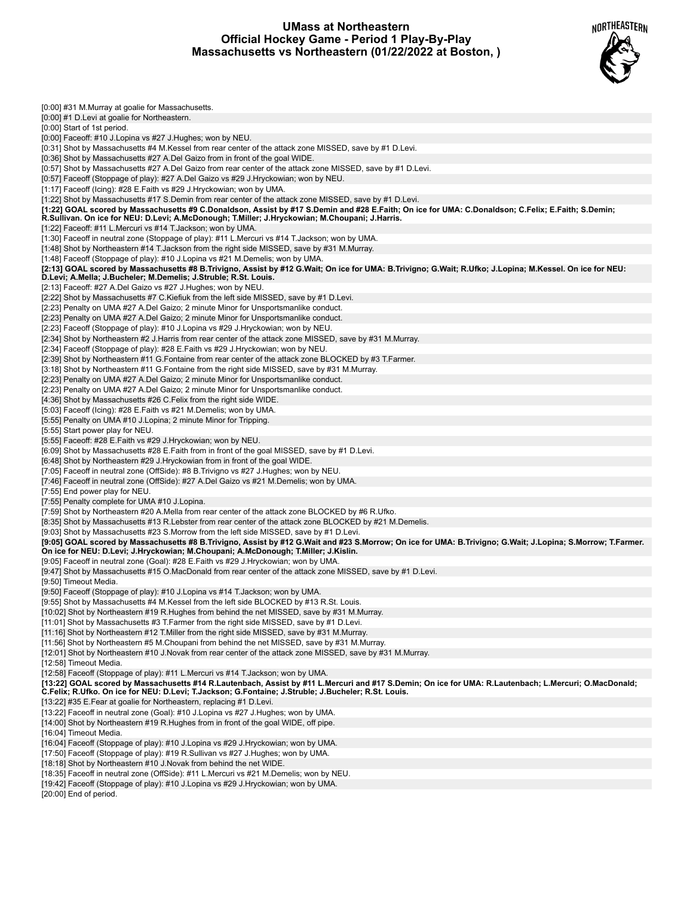# UMass at Northeastern
## Official Hockey Game - Period 1 Play-By-Play
## Massachusetts vs Northeastern (01/22/2022 at Boston, )

[0:00] #31 M.Murray at goalie for Massachusetts.
[0:00] #1 D.Levi at goalie for Northeastern.
[0:00] Start of 1st period.
[0:00] Faceoff: #10 J.Lopina vs #27 J.Hughes; won by NEU.
[0:31] Shot by Massachusetts #4 M.Kessel from rear center of the attack zone MISSED, save by #1 D.Levi.
[0:36] Shot by Massachusetts #27 A.Del Gaizo from in front of the goal WIDE.
[0:57] Shot by Massachusetts #27 A.Del Gaizo from rear center of the attack zone MISSED, save by #1 D.Levi.
[0:57] Faceoff (Stoppage of play): #27 A.Del Gaizo vs #29 J.Hryckowian; won by NEU.
[1:17] Faceoff (Icing): #28 E.Faith vs #29 J.Hryckowian; won by UMA.
[1:22] Shot by Massachusetts #17 S.Demin from rear center of the attack zone MISSED, save by #1 D.Levi.
**[1:22] GOAL scored by Massachusetts #9 C.Donaldson, Assist by #17 S.Demin and #28 E.Faith; On ice for UMA: C.Donaldson; C.Felix; E.Faith; S.Demin; R.Sullivan. On ice for NEU: D.Levi; A.McDonough; T.Miller; J.Hryckowian; M.Choupani; J.Harris.**
[1:22] Faceoff: #11 L.Mercuri vs #14 T.Jackson; won by UMA.
[1:30] Faceoff in neutral zone (Stoppage of play): #11 L.Mercuri vs #14 T.Jackson; won by UMA.
[1:48] Shot by Northeastern #14 T.Jackson from the right side MISSED, save by #31 M.Murray.
[1:48] Faceoff (Stoppage of play): #10 J.Lopina vs #21 M.Demelis; won by UMA.
**[2:13] GOAL scored by Massachusetts #8 B.Trivigno, Assist by #12 G.Wait; On ice for UMA: B.Trivigno; G.Wait; R.Ufko; J.Lopina; M.Kessel. On ice for NEU: D.Levi; A.Mella; J.Bucheler; M.Demelis; J.Struble; R.St. Louis.**
[2:13] Faceoff: #27 A.Del Gaizo vs #27 J.Hughes; won by NEU.
[2:22] Shot by Massachusetts #7 C.Kiefiuk from the left side MISSED, save by #1 D.Levi.
[2:23] Penalty on UMA #27 A.Del Gaizo; 2 minute Minor for Unsportsmanlike conduct.
[2:23] Penalty on UMA #27 A.Del Gaizo; 2 minute Minor for Unsportsmanlike conduct.
[2:23] Faceoff (Stoppage of play): #10 J.Lopina vs #29 J.Hryckowian; won by NEU.
[2:34] Shot by Northeastern #2 J.Harris from rear center of the attack zone MISSED, save by #31 M.Murray.
[2:34] Faceoff (Stoppage of play): #28 E.Faith vs #29 J.Hryckowian; won by NEU.
[2:39] Shot by Northeastern #11 G.Fontaine from rear center of the attack zone BLOCKED by #3 T.Farmer.
[3:18] Shot by Northeastern #11 G.Fontaine from the right side MISSED, save by #31 M.Murray.
[2:23] Penalty on UMA #27 A.Del Gaizo; 2 minute Minor for Unsportsmanlike conduct.
[2:23] Penalty on UMA #27 A.Del Gaizo; 2 minute Minor for Unsportsmanlike conduct.
[4:36] Shot by Massachusetts #26 C.Felix from the right side WIDE.
[5:03] Faceoff (Icing): #28 E.Faith vs #21 M.Demelis; won by UMA.
[5:55] Penalty on UMA #10 J.Lopina; 2 minute Minor for Tripping.
[5:55] Start power play for NEU.
[5:55] Faceoff: #28 E.Faith vs #29 J.Hryckowian; won by NEU.
[6:09] Shot by Massachusetts #28 E.Faith from in front of the goal MISSED, save by #1 D.Levi.
[6:48] Shot by Northeastern #29 J.Hryckowian from in front of the goal WIDE.
[7:05] Faceoff in neutral zone (OffSide): #8 B.Trivigno vs #27 J.Hughes; won by NEU.
[7:46] Faceoff in neutral zone (OffSide): #27 A.Del Gaizo vs #21 M.Demelis; won by UMA.
[7:55] End power play for NEU.
[7:55] Penalty complete for UMA #10 J.Lopina.
[7:59] Shot by Northeastern #20 A.Mella from rear center of the attack zone BLOCKED by #6 R.Ufko.
[8:35] Shot by Massachusetts #13 R.Lebster from rear center of the attack zone BLOCKED by #21 M.Demelis.
[9:03] Shot by Massachusetts #23 S.Morrow from the left side MISSED, save by #1 D.Levi.
**[9:05] GOAL scored by Massachusetts #8 B.Trivigno, Assist by #12 G.Wait and #23 S.Morrow; On ice for UMA: B.Trivigno; G.Wait; J.Lopina; S.Morrow; T.Farmer. On ice for NEU: D.Levi; J.Hryckowian; M.Choupani; A.McDonough; T.Miller; J.Kislin.**
[9:05] Faceoff in neutral zone (Goal): #28 E.Faith vs #29 J.Hryckowian; won by UMA.
[9:47] Shot by Massachusetts #15 O.MacDonald from rear center of the attack zone MISSED, save by #1 D.Levi.
[9:50] Timeout Media.
[9:50] Faceoff (Stoppage of play): #10 J.Lopina vs #14 T.Jackson; won by UMA.
[9:55] Shot by Massachusetts #4 M.Kessel from the left side BLOCKED by #13 R.St. Louis.
[10:02] Shot by Northeastern #19 R.Hughes from behind the net MISSED, save by #31 M.Murray.
[11:01] Shot by Massachusetts #3 T.Farmer from the right side MISSED, save by #1 D.Levi.
[11:16] Shot by Northeastern #12 T.Miller from the right side MISSED, save by #31 M.Murray.
[11:56] Shot by Northeastern #5 M.Choupani from behind the net MISSED, save by #31 M.Murray.
[12:01] Shot by Northeastern #10 J.Novak from rear center of the attack zone MISSED, save by #31 M.Murray.
[12:58] Timeout Media.
[12:58] Faceoff (Stoppage of play): #11 L.Mercuri vs #14 T.Jackson; won by UMA.
**[13:22] GOAL scored by Massachusetts #14 R.Lautenbach, Assist by #11 L.Mercuri and #17 S.Demin; On ice for UMA: R.Lautenbach; L.Mercuri; O.MacDonald; C.Felix; R.Ufko. On ice for NEU: D.Levi; T.Jackson; G.Fontaine; J.Struble; J.Bucheler; R.St. Louis.**
[13:22] #35 E.Fear at goalie for Northeastern, replacing #1 D.Levi.
[13:22] Faceoff in neutral zone (Goal): #10 J.Lopina vs #27 J.Hughes; won by UMA.
[14:00] Shot by Northeastern #19 R.Hughes from in front of the goal WIDE, off pipe.
[16:04] Timeout Media.
[16:04] Faceoff (Stoppage of play): #10 J.Lopina vs #29 J.Hryckowian; won by UMA.
[17:50] Faceoff (Stoppage of play): #19 R.Sullivan vs #27 J.Hughes; won by UMA.
[18:18] Shot by Northeastern #10 J.Novak from behind the net WIDE.
[18:35] Faceoff in neutral zone (OffSide): #11 L.Mercuri vs #21 M.Demelis; won by NEU.
[19:42] Faceoff (Stoppage of play): #10 J.Lopina vs #29 J.Hryckowian; won by UMA.
[20:00] End of period.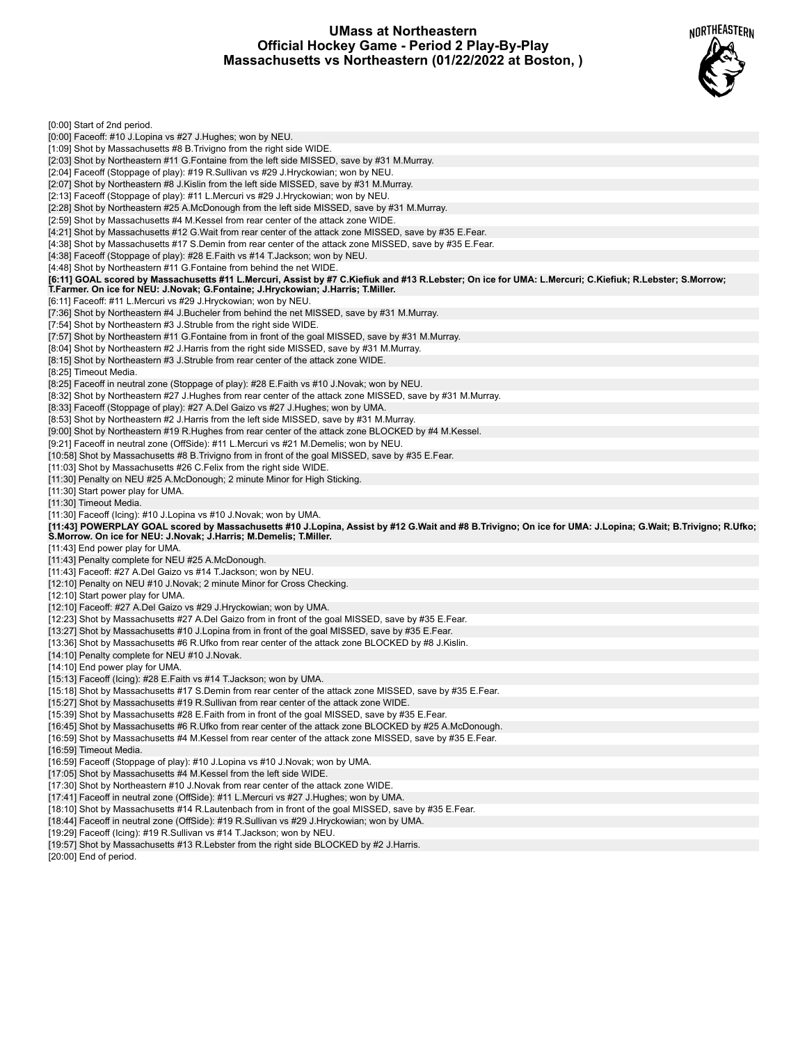# UMass at Northeastern
## Official Hockey Game - Period 2 Play-By-Play
### Massachusetts vs Northeastern (01/22/2022 at Boston, )

[0:00] Start of 2nd period.
[0:00] Faceoff: #10 J.Lopina vs #27 J.Hughes; won by NEU.
[1:09] Shot by Massachusetts #8 B.Trivigno from the right side WIDE.
[2:03] Shot by Northeastern #11 G.Fontaine from the left side MISSED, save by #31 M.Murray.
[2:04] Faceoff (Stoppage of play): #19 R.Sullivan vs #29 J.Hryckowian; won by NEU.
[2:07] Shot by Northeastern #8 J.Kislin from the left side MISSED, save by #31 M.Murray.
[2:13] Faceoff (Stoppage of play): #11 L.Mercuri vs #29 J.Hryckowian; won by NEU.
[2:28] Shot by Northeastern #25 A.McDonough from the left side MISSED, save by #31 M.Murray.
[2:59] Shot by Massachusetts #4 M.Kessel from rear center of the attack zone WIDE.
[4:21] Shot by Massachusetts #12 G.Wait from rear center of the attack zone MISSED, save by #35 E.Fear.
[4:38] Shot by Massachusetts #17 S.Demin from rear center of the attack zone MISSED, save by #35 E.Fear.
[4:38] Faceoff (Stoppage of play): #28 E.Faith vs #14 T.Jackson; won by NEU.
[4:48] Shot by Northeastern #11 G.Fontaine from behind the net WIDE.
**[6:11] GOAL scored by Massachusetts #11 L.Mercuri, Assist by #7 C.Kiefiuk and #13 R.Lebster; On ice for UMA: L.Mercuri; C.Kiefiuk; R.Lebster; S.Morrow; T.Farmer. On ice for NEU: J.Novak; G.Fontaine; J.Hryckowian; J.Harris; T.Miller.**
[6:11] Faceoff: #11 L.Mercuri vs #29 J.Hryckowian; won by NEU.
[7:36] Shot by Northeastern #4 J.Bucheler from behind the net MISSED, save by #31 M.Murray.
[7:54] Shot by Northeastern #3 J.Struble from the right side WIDE.
[7:57] Shot by Northeastern #11 G.Fontaine from in front of the goal MISSED, save by #31 M.Murray.
[8:04] Shot by Northeastern #2 J.Harris from the right side MISSED, save by #31 M.Murray.
[8:15] Shot by Northeastern #3 J.Struble from rear center of the attack zone WIDE.
[8:25] Timeout Media.
[8:25] Faceoff in neutral zone (Stoppage of play): #28 E.Faith vs #10 J.Novak; won by NEU.
[8:32] Shot by Northeastern #27 J.Hughes from rear center of the attack zone MISSED, save by #31 M.Murray.
[8:33] Faceoff (Stoppage of play): #27 A.Del Gaizo vs #27 J.Hughes; won by UMA.
[8:53] Shot by Northeastern #2 J.Harris from the left side MISSED, save by #31 M.Murray.
[9:00] Shot by Northeastern #19 R.Hughes from rear center of the attack zone BLOCKED by #4 M.Kessel.
[9:21] Faceoff in neutral zone (OffSide): #11 L.Mercuri vs #21 M.Demelis; won by NEU.
[10:58] Shot by Massachusetts #8 B.Trivigno from in front of the goal MISSED, save by #35 E.Fear.
[11:03] Shot by Massachusetts #26 C.Felix from the right side WIDE.
[11:30] Penalty on NEU #25 A.McDonough; 2 minute Minor for High Sticking.
[11:30] Start power play for UMA.
[11:30] Timeout Media.
[11:30] Faceoff (Icing): #10 J.Lopina vs #10 J.Novak; won by UMA.
**[11:43] POWERPLAY GOAL scored by Massachusetts #10 J.Lopina, Assist by #12 G.Wait and #8 B.Trivigno; On ice for UMA: J.Lopina; G.Wait; B.Trivigno; R.Ufko; S.Morrow. On ice for NEU: J.Novak; J.Harris; M.Demelis; T.Miller.**
[11:43] End power play for UMA.
[11:43] Penalty complete for NEU #25 A.McDonough.
[11:43] Faceoff: #27 A.Del Gaizo vs #14 T.Jackson; won by NEU.
[12:10] Penalty on NEU #10 J.Novak; 2 minute Minor for Cross Checking.
[12:10] Start power play for UMA.
[12:10] Faceoff: #27 A.Del Gaizo vs #29 J.Hryckowian; won by UMA.
[12:23] Shot by Massachusetts #27 A.Del Gaizo from in front of the goal MISSED, save by #35 E.Fear.
[13:27] Shot by Massachusetts #10 J.Lopina from in front of the goal MISSED, save by #35 E.Fear.
[13:36] Shot by Massachusetts #6 R.Ufko from rear center of the attack zone BLOCKED by #8 J.Kislin.
[14:10] Penalty complete for NEU #10 J.Novak.
[14:10] End power play for UMA.
[15:13] Faceoff (Icing): #28 E.Faith vs #14 T.Jackson; won by UMA.
[15:18] Shot by Massachusetts #17 S.Demin from rear center of the attack zone MISSED, save by #35 E.Fear.
[15:27] Shot by Massachusetts #19 R.Sullivan from rear center of the attack zone WIDE.
[15:39] Shot by Massachusetts #28 E.Faith from in front of the goal MISSED, save by #35 E.Fear.
[16:45] Shot by Massachusetts #6 R.Ufko from rear center of the attack zone BLOCKED by #25 A.McDonough.
[16:59] Shot by Massachusetts #4 M.Kessel from rear center of the attack zone MISSED, save by #35 E.Fear.
[16:59] Timeout Media.
[16:59] Faceoff (Stoppage of play): #10 J.Lopina vs #10 J.Novak; won by UMA.
[17:05] Shot by Massachusetts #4 M.Kessel from the left side WIDE.
[17:30] Shot by Northeastern #10 J.Novak from rear center of the attack zone WIDE.
[17:41] Faceoff in neutral zone (OffSide): #11 L.Mercuri vs #27 J.Hughes; won by UMA.
[18:10] Shot by Massachusetts #14 R.Lautenbach from in front of the goal MISSED, save by #35 E.Fear.
[18:44] Faceoff in neutral zone (OffSide): #19 R.Sullivan vs #29 J.Hryckowian; won by UMA.
[19:29] Faceoff (Icing): #19 R.Sullivan vs #14 T.Jackson; won by NEU.
[19:57] Shot by Massachusetts #13 R.Lebster from the right side BLOCKED by #2 J.Harris.
[20:00] End of period.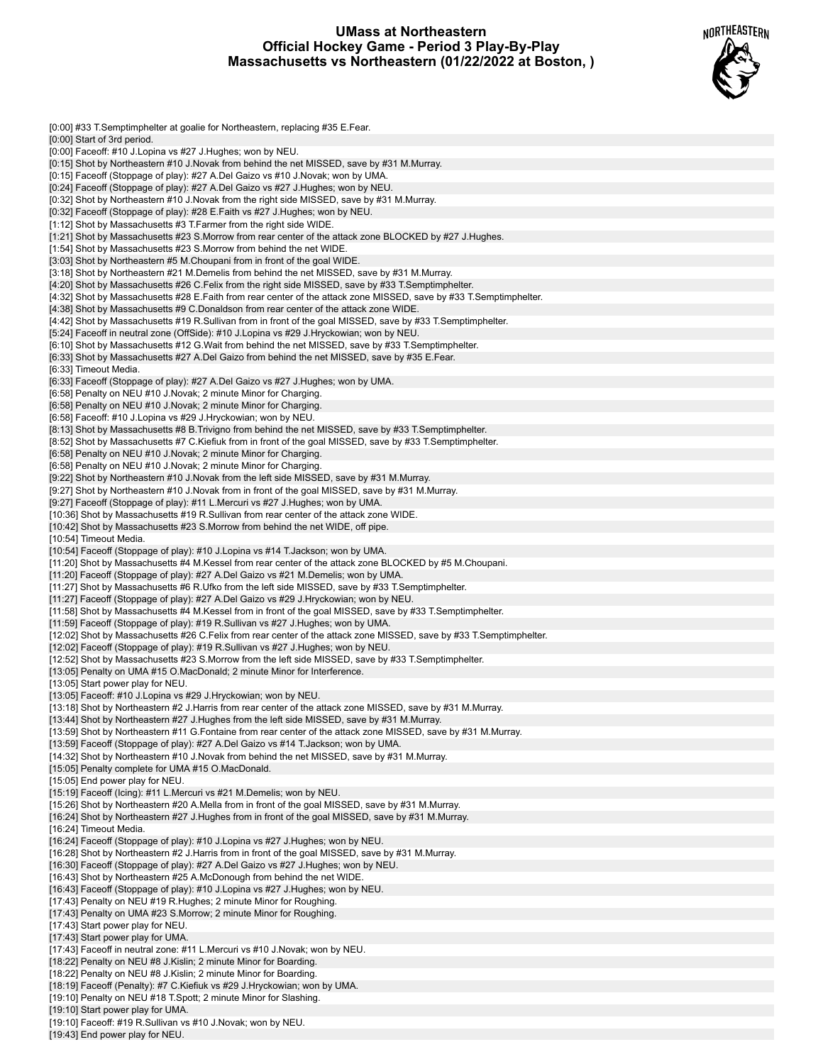# UMass at Northeastern
## Official Hockey Game - Period 3 Play-By-Play
## Massachusetts vs Northeastern (01/22/2022 at Boston, )

[0:00] #33 T.Semptimphelter at goalie for Northeastern, replacing #35 E.Fear.
[0:00] Start of 3rd period.
[0:00] Faceoff: #10 J.Lopina vs #27 J.Hughes; won by NEU.
[0:15] Shot by Northeastern #10 J.Novak from behind the net MISSED, save by #31 M.Murray.
[0:15] Faceoff (Stoppage of play): #27 A.Del Gaizo vs #10 J.Novak; won by UMA.
[0:24] Faceoff (Stoppage of play): #27 A.Del Gaizo vs #27 J.Hughes; won by NEU.
[0:32] Shot by Northeastern #10 J.Novak from the right side MISSED, save by #31 M.Murray.
[0:32] Faceoff (Stoppage of play): #28 E.Faith vs #27 J.Hughes; won by NEU.
[1:12] Shot by Massachusetts #3 T.Farmer from the right side WIDE.
[1:21] Shot by Massachusetts #23 S.Morrow from rear center of the attack zone BLOCKED by #27 J.Hughes.
[1:54] Shot by Massachusetts #23 S.Morrow from behind the net WIDE.
[3:03] Shot by Northeastern #5 M.Choupani from in front of the goal WIDE.
[3:18] Shot by Northeastern #21 M.Demelis from behind the net MISSED, save by #31 M.Murray.
[4:20] Shot by Massachusetts #26 C.Felix from the right side MISSED, save by #33 T.Semptimphelter.
[4:32] Shot by Massachusetts #28 E.Faith from rear center of the attack zone MISSED, save by #33 T.Semptimphelter.
[4:38] Shot by Massachusetts #9 C.Donaldson from rear center of the attack zone WIDE.
[4:42] Shot by Massachusetts #19 R.Sullivan from in front of the goal MISSED, save by #33 T.Semptimphelter.
[5:24] Faceoff in neutral zone (OffSide): #10 J.Lopina vs #29 J.Hryckowian; won by NEU.
[6:10] Shot by Massachusetts #12 G.Wait from behind the net MISSED, save by #33 T.Semptimphelter.
[6:33] Shot by Massachusetts #27 A.Del Gaizo from behind the net MISSED, save by #35 E.Fear.
[6:33] Timeout Media.
[6:33] Faceoff (Stoppage of play): #27 A.Del Gaizo vs #27 J.Hughes; won by UMA.
[6:58] Penalty on NEU #10 J.Novak; 2 minute Minor for Charging.
[6:58] Penalty on NEU #10 J.Novak; 2 minute Minor for Charging.
[6:58] Faceoff: #10 J.Lopina vs #29 J.Hryckowian; won by NEU.
[8:13] Shot by Massachusetts #8 B.Trivigno from behind the net MISSED, save by #33 T.Semptimphelter.
[8:52] Shot by Massachusetts #7 C.Kiefiuk from in front of the goal MISSED, save by #33 T.Semptimphelter.
[6:58] Penalty on NEU #10 J.Novak; 2 minute Minor for Charging.
[6:58] Penalty on NEU #10 J.Novak; 2 minute Minor for Charging.
[9:22] Shot by Northeastern #10 J.Novak from the left side MISSED, save by #31 M.Murray.
[9:27] Shot by Northeastern #10 J.Novak from in front of the goal MISSED, save by #31 M.Murray.
[9:27] Faceoff (Stoppage of play): #11 L.Mercuri vs #27 J.Hughes; won by UMA.
[10:36] Shot by Massachusetts #19 R.Sullivan from rear center of the attack zone WIDE.
[10:42] Shot by Massachusetts #23 S.Morrow from behind the net WIDE, off pipe.
[10:54] Timeout Media.
[10:54] Faceoff (Stoppage of play): #10 J.Lopina vs #14 T.Jackson; won by UMA.
[11:20] Shot by Massachusetts #4 M.Kessel from rear center of the attack zone BLOCKED by #5 M.Choupani.
[11:20] Faceoff (Stoppage of play): #27 A.Del Gaizo vs #21 M.Demelis; won by UMA.
[11:27] Shot by Massachusetts #6 R.Ufko from the left side MISSED, save by #33 T.Semptimphelter.
[11:27] Faceoff (Stoppage of play): #27 A.Del Gaizo vs #29 J.Hryckowian; won by NEU.
[11:58] Shot by Massachusetts #4 M.Kessel from in front of the goal MISSED, save by #33 T.Semptimphelter.
[11:59] Faceoff (Stoppage of play): #19 R.Sullivan vs #27 J.Hughes; won by UMA.
[12:02] Shot by Massachusetts #26 C.Felix from rear center of the attack zone MISSED, save by #33 T.Semptimphelter.
[12:02] Faceoff (Stoppage of play): #19 R.Sullivan vs #27 J.Hughes; won by NEU.
[12:52] Shot by Massachusetts #23 S.Morrow from the left side MISSED, save by #33 T.Semptimphelter.
[13:05] Penalty on UMA #15 O.MacDonald; 2 minute Minor for Interference.
[13:05] Start power play for NEU.
[13:05] Faceoff: #10 J.Lopina vs #29 J.Hryckowian; won by NEU.
[13:18] Shot by Northeastern #2 J.Harris from rear center of the attack zone MISSED, save by #31 M.Murray.
[13:44] Shot by Northeastern #27 J.Hughes from the left side MISSED, save by #31 M.Murray.
[13:59] Shot by Northeastern #11 G.Fontaine from rear center of the attack zone MISSED, save by #31 M.Murray.
[13:59] Faceoff (Stoppage of play): #27 A.Del Gaizo vs #14 T.Jackson; won by UMA.
[14:32] Shot by Northeastern #10 J.Novak from behind the net MISSED, save by #31 M.Murray.
[15:05] Penalty complete for UMA #15 O.MacDonald.
[15:05] End power play for NEU.
[15:19] Faceoff (Icing): #11 L.Mercuri vs #21 M.Demelis; won by NEU.
[15:26] Shot by Northeastern #20 A.Mella from in front of the goal MISSED, save by #31 M.Murray.
[16:24] Shot by Northeastern #27 J.Hughes from in front of the goal MISSED, save by #31 M.Murray.
[16:24] Timeout Media.
[16:24] Faceoff (Stoppage of play): #10 J.Lopina vs #27 J.Hughes; won by NEU.
[16:28] Shot by Northeastern #2 J.Harris from in front of the goal MISSED, save by #31 M.Murray.
[16:30] Faceoff (Stoppage of play): #27 A.Del Gaizo vs #27 J.Hughes; won by NEU.
[16:43] Shot by Northeastern #25 A.McDonough from behind the net WIDE.
[16:43] Faceoff (Stoppage of play): #10 J.Lopina vs #27 J.Hughes; won by NEU.
[17:43] Penalty on NEU #19 R.Hughes; 2 minute Minor for Roughing.
[17:43] Penalty on UMA #23 S.Morrow; 2 minute Minor for Roughing.
[17:43] Start power play for NEU.
[17:43] Start power play for UMA.
[17:43] Faceoff in neutral zone: #11 L.Mercuri vs #10 J.Novak; won by NEU.
[18:22] Penalty on NEU #8 J.Kislin; 2 minute Minor for Boarding.
[18:22] Penalty on NEU #8 J.Kislin; 2 minute Minor for Boarding.
[18:19] Faceoff (Penalty): #7 C.Kiefiuk vs #29 J.Hryckowian; won by UMA.
[19:10] Penalty on NEU #18 T.Spott; 2 minute Minor for Slashing.
[19:10] Start power play for UMA.
[19:10] Faceoff: #19 R.Sullivan vs #10 J.Novak; won by NEU.
[19:43] End power play for NEU.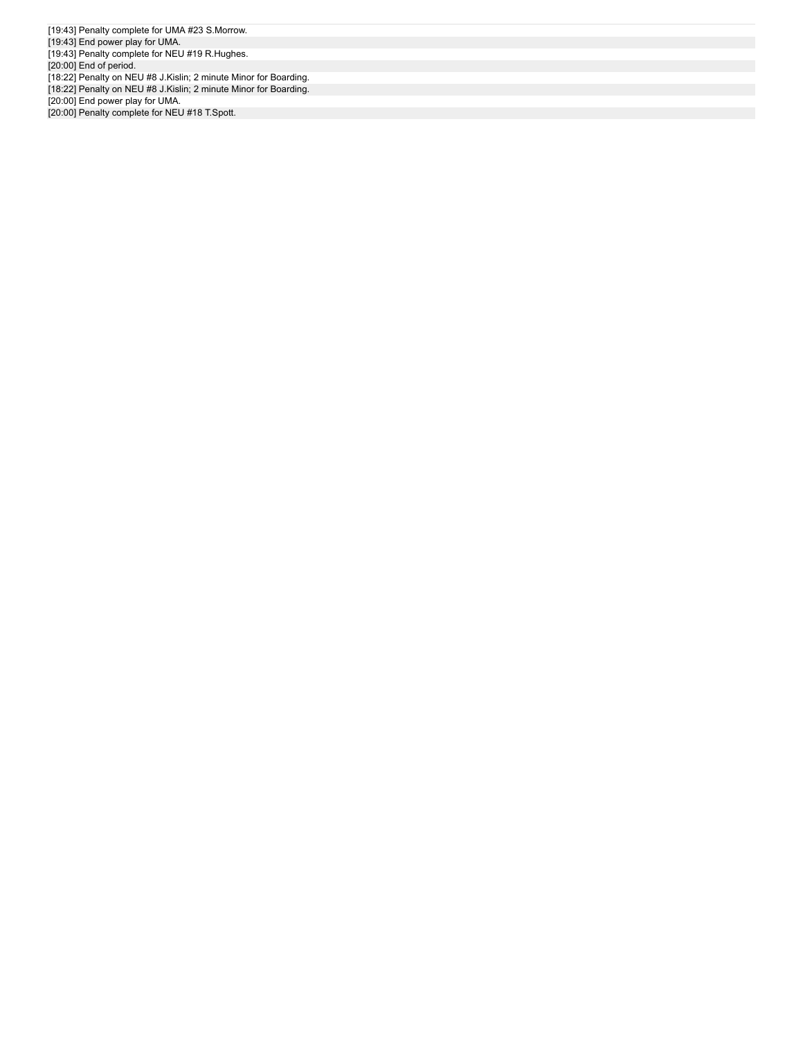[19:43] Penalty complete for UMA #23 S.Morrow.
[19:43] End power play for UMA.
[19:43] Penalty complete for NEU #19 R.Hughes.
[20:00] End of period.
[18:22] Penalty on NEU #8 J.Kislin; 2 minute Minor for Boarding.
[18:22] Penalty on NEU #8 J.Kislin; 2 minute Minor for Boarding.
[20:00] End power play for UMA.
[20:00] Penalty complete for NEU #18 T.Spott.